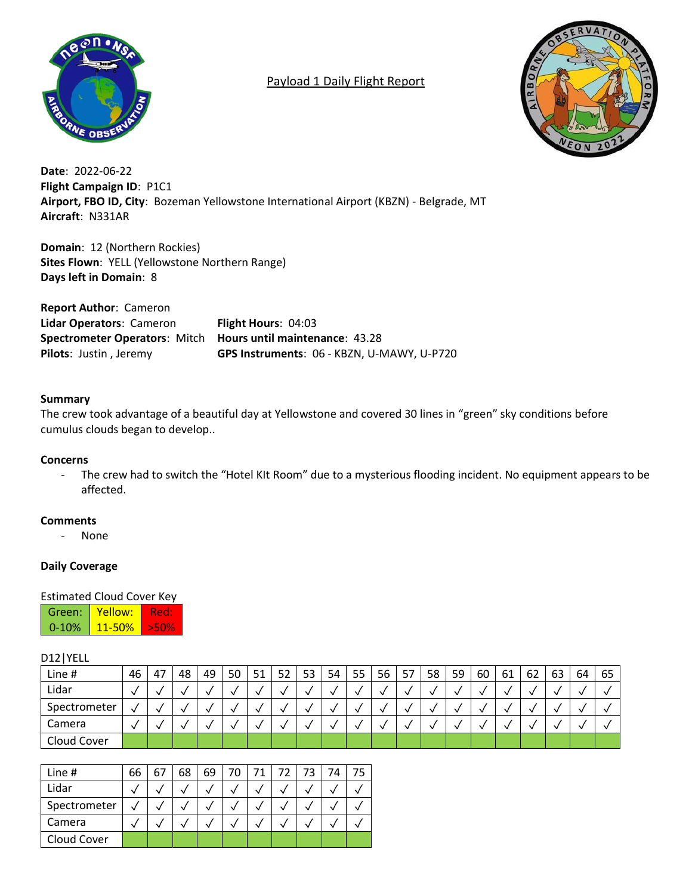# Payload 1 Daily Flight Report

**Date**: 2022-06-22
**Flight Campaign ID**: P1C1
**Airport, FBO ID, City**: Bozeman Yellowstone International Airport (KBZN) - Belgrade, MT
**Aircraft**: N331AR

**Domain**: 12 (Northern Rockies)
**Sites Flown**: YELL (Yellowstone Northern Range)
**Days left in Domain**: 8

**Report Author**: Cameron
**Lidar Operators**: Cameron
**Spectrometer Operators**: Mitch
**Pilots**: Justin , Jeremy
**Flight Hours**: 04:03
**Hours until maintenance**: 43.28
**GPS Instruments**: 06 - KBZN, U-MAWY, U-P720

### Summary

The crew took advantage of a beautiful day at Yellowstone and covered 30 lines in "green" sky conditions before cumulus clouds began to develop..

### Concerns

- The crew had to switch the "Hotel KIt Room" due to a mysterious flooding incident. No equipment appears to be affected.

### Comments

- None

### Daily Coverage

Estimated Cloud Cover Key

| Green: | Yellow: | Red: |
|---|---|---|
| 0-10% | 11-50% | >50% |

D12|YELL

| Line # | 46 | 47 | 48 | 49 | 50 | 51 | 52 | 53 | 54 | 55 | 56 | 57 | 58 | 59 | 60 | 61 | 62 | 63 | 64 | 65 |
|---|---|---|---|---|---|---|---|---|---|---|---|---|---|---|---|---|---|---|---|---|
| Lidar | √ | √ | √ | √ | √ | √ | √ | √ | √ | √ | √ | √ | √ | √ | √ | √ | √ | √ | √ | √ |
| Spectrometer | √ | √ | √ | √ | √ | √ | √ | √ | √ | √ | √ | √ | √ | √ | √ | √ | √ | √ | √ | √ |
| Camera | √ | √ | √ | √ | √ | √ | √ | √ | √ | √ | √ | √ | √ | √ | √ | √ | √ | √ | √ | √ |
| Cloud Cover | Green | Green | Green | Green | Green | Green | Green | Green | Green | Green | Green | Green | Green | Green | Green | Green | Green | Green | Green | Green |

| Line # | 66 | 67 | 68 | 69 | 70 | 71 | 72 | 73 | 74 | 75 |
|---|---|---|---|---|---|---|---|---|---|---|
| Lidar | √ | √ | √ | √ | √ | √ | √ | √ | √ | √ |
| Spectrometer | √ | √ | √ | √ | √ | √ | √ | √ | √ | √ |
| Camera | √ | √ | √ | √ | √ | √ | √ | √ | √ | √ |
| Cloud Cover | Green | Green | Green | Green | Green | Green | Green | Green | Green | Green |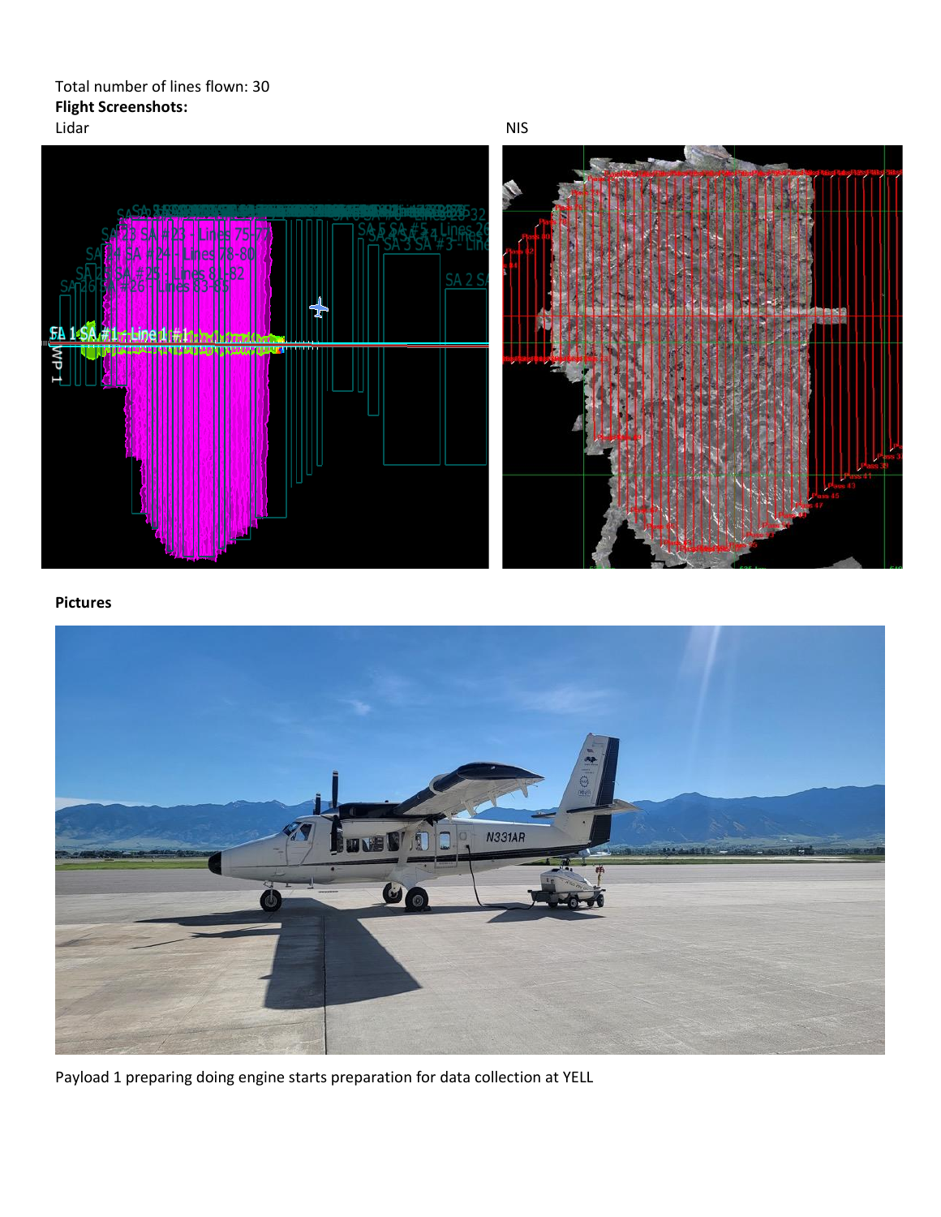Total number of lines flown: 30

**Flight Screenshots:**

Lidar

NIS

**Pictures**

Payload 1 preparing doing engine starts preparation for data collection at YELL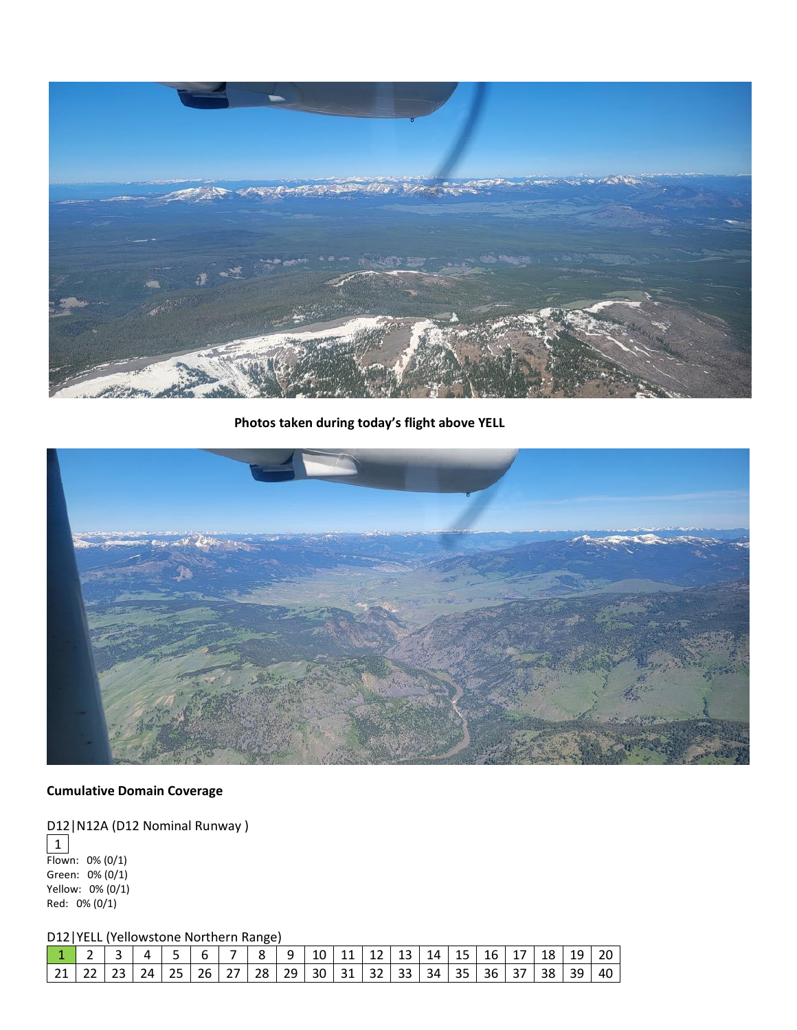**Photos taken during today's flight above YELL**

**Cumulative Domain Coverage**

D12|N12A (D12 Nominal Runway )

| 1 |
|---|

Flown: 0% (0/1)
Green: 0% (0/1)
Yellow: 0% (0/1)
Red: 0% (0/1)

D12|YELL (Yellowstone Northern Range)

| 1 | 2 | 3 | 4 | 5 | 6 | 7 | 8 | 9 | 10 | 11 | 12 | 13 | 14 | 15 | 16 | 17 | 18 | 19 | 20 |
|---|---|---|---|---|---|---|---|---|---|---|---|---|---|---|---|---|---|---|---|
| 21 | 22 | 23 | 24 | 25 | 26 | 27 | 28 | 29 | 30 | 31 | 32 | 33 | 34 | 35 | 36 | 37 | 38 | 39 | 40 |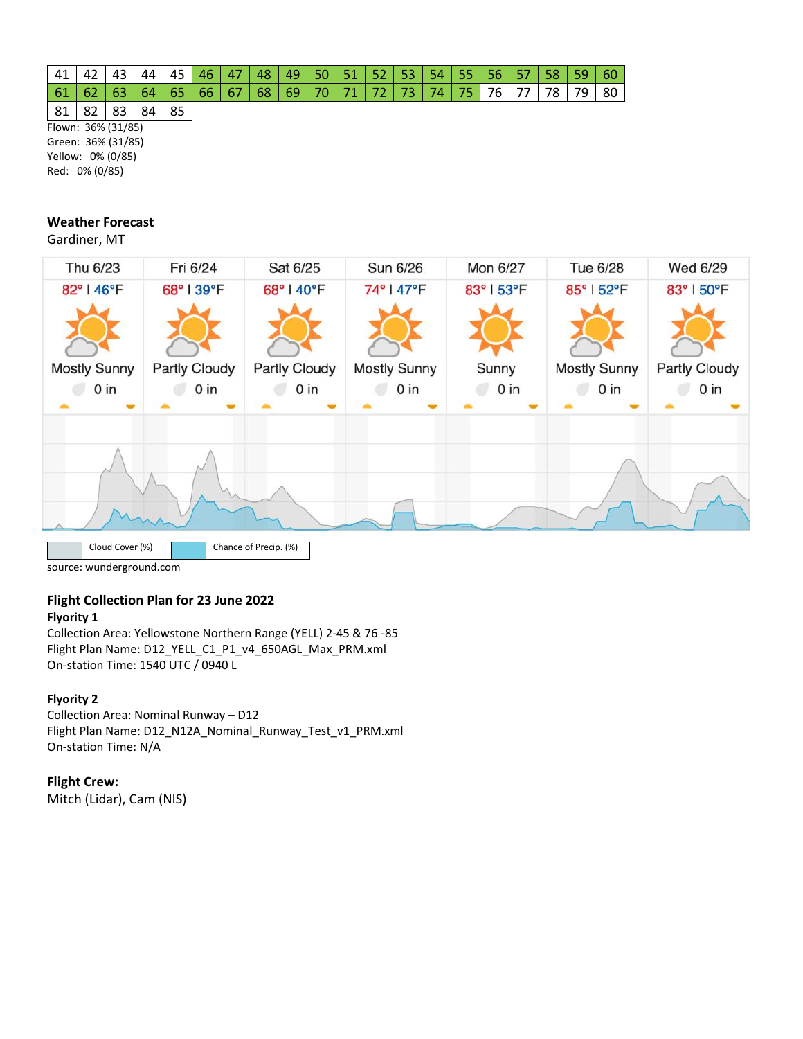| | | | | | | | | | | | | | | | | | | | |
|---|---|---|---|---|---|---|---|---|---|---|---|---|---|---|---|---|---|---|---|
| 41 | 42 | 43 | 44 | 45 | 46 | 47 | 48 | 49 | 50 | 51 | 52 | 53 | 54 | 55 | 56 | 57 | 58 | 59 | 60 |
| 61 | 62 | 63 | 64 | 65 | 66 | 67 | 68 | 69 | 70 | 71 | 72 | 73 | 74 | 75 | 76 | 77 | 78 | 79 | 80 |
| 81 | 82 | 83 | 84 | 85 | | | | | | | | | | | | | | | |

Flown: 36% (31/85)
Green: 36% (31/85)
Yellow: 0% (0/85)
Red: 0% (0/85)

**Weather Forecast**

Gardiner, MT

| Thu 6/23 | Fri 6/24 | Sat 6/25 | Sun 6/26 | Mon 6/27 | Tue 6/28 | Wed 6/29 |
|---|---|---|---|---|---|---|
| 82° \| 46°F | 68° \| 39°F | 68° \| 40°F | 74° \| 47°F | 83° \| 53°F | 85° \| 52°F | 83° \| 50°F |
| Mostly Sunny | Partly Cloudy | Partly Cloudy | Mostly Sunny | Sunny | Mostly Sunny | Partly Cloudy |
| 0 in | 0 in | 0 in | 0 in | 0 in | 0 in | 0 in |

Cloud Cover (%)
Chance of Precip. (%)

source: wunderground.com

**Flight Collection Plan for 23 June 2022**

**Flyority 1**

Collection Area: Yellowstone Northern Range (YELL) 2-45 & 76 -85
Flight Plan Name: D12_YELL_C1_P1_v4_650AGL_Max_PRM.xml
On-station Time: 1540 UTC / 0940 L

**Flyority 2**

Collection Area: Nominal Runway – D12
Flight Plan Name: D12_N12A_Nominal_Runway_Test_v1_PRM.xml
On-station Time: N/A

**Flight Crew:**

Mitch (Lidar), Cam (NIS)